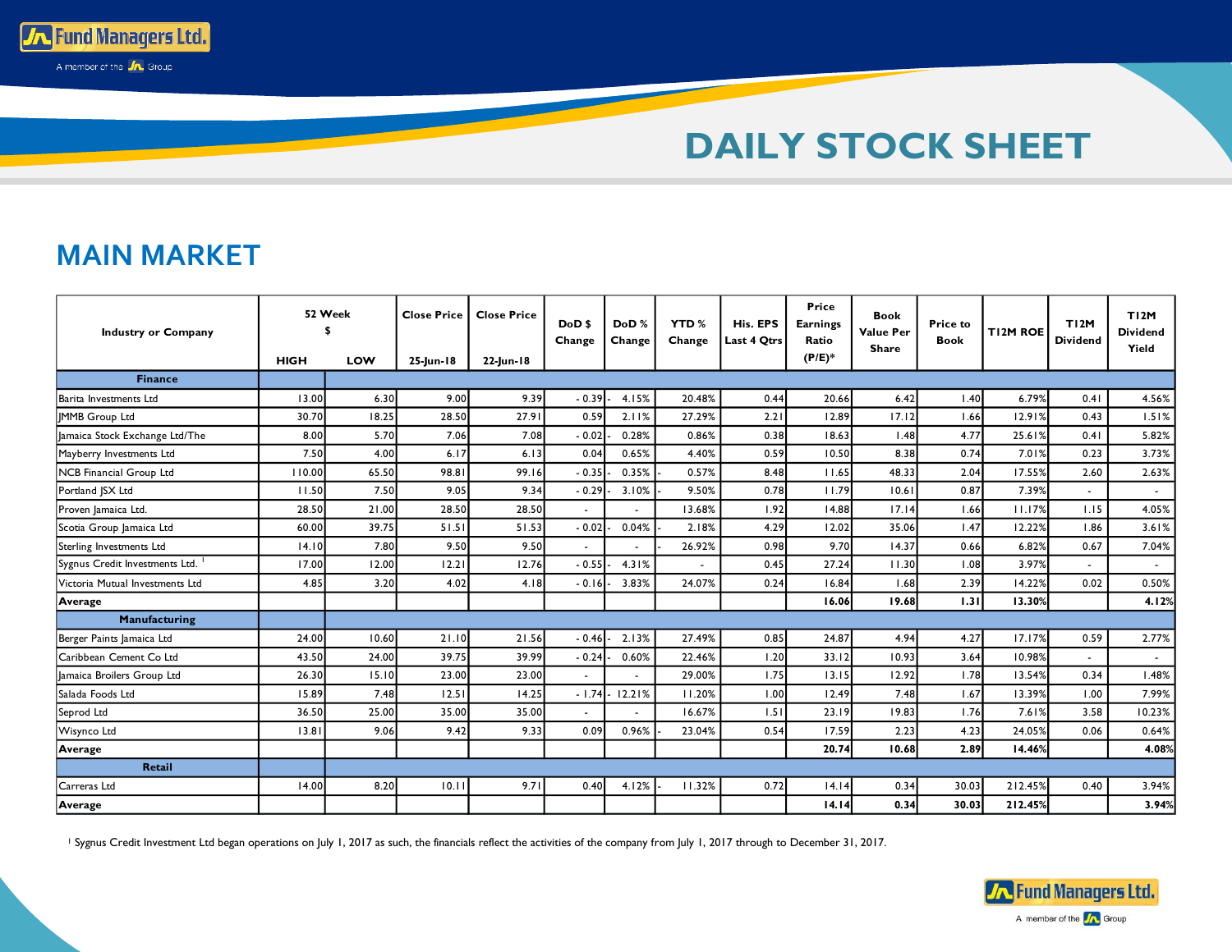# DAILY STOCK SHEET

## MAIN MARKET

| Industry or Company | 52 Week $ HIGH | LOW | Close Price 25-Jun-18 | Close Price 22-Jun-18 | DoD $ Change | DoD % Change | YTD % Change | His. EPS Last 4 Qtrs | Price Earnings Ratio (P/E)* | Book Value Per Share | Price to Book | T12M ROE | T12M Dividend | T12M Dividend Yield |
|---|---|---|---|---|---|---|---|---|---|---|---|---|---|---|
| **Finance** | | | | | | | | | | | | | | |
| Barita Investments Ltd | 13.00 | 6.30 | 9.00 | 9.39 | - 0.39 | - 4.15% | 20.48% | 0.44 | 20.66 | 6.42 | 1.40 | 6.79% | 0.41 | 4.56% |
| JMMB Group Ltd | 30.70 | 18.25 | 28.50 | 27.91 | 0.59 | 2.11% | 27.29% | 2.21 | 12.89 | 17.12 | 1.66 | 12.91% | 0.43 | 1.51% |
| Jamaica Stock Exchange Ltd/The | 8.00 | 5.70 | 7.06 | 7.08 | - 0.02 | - 0.28% | 0.86% | 0.38 | 18.63 | 1.48 | 4.77 | 25.61% | 0.41 | 5.82% |
| Mayberry Investments Ltd | 7.50 | 4.00 | 6.17 | 6.13 | 0.04 | 0.65% | 4.40% | 0.59 | 10.50 | 8.38 | 0.74 | 7.01% | 0.23 | 3.73% |
| NCB Financial Group Ltd | 110.00 | 65.50 | 98.81 | 99.16 | - 0.35 | - 0.35% | - 0.57% | 8.48 | 11.65 | 48.33 | 2.04 | 17.55% | 2.60 | 2.63% |
| Portland JSX Ltd | 11.50 | 7.50 | 9.05 | 9.34 | - 0.29 | - 3.10% | - 9.50% | 0.78 | 11.79 | 10.61 | 0.87 | 7.39% | - | - |
| Proven Jamaica Ltd. | 28.50 | 21.00 | 28.50 | 28.50 | - | - | 13.68% | 1.92 | 14.88 | 17.14 | 1.66 | 11.17% | 1.15 | 4.05% |
| Scotia Group Jamaica Ltd | 60.00 | 39.75 | 51.51 | 51.53 | - 0.02 | - 0.04% | - 2.18% | 4.29 | 12.02 | 35.06 | 1.47 | 12.22% | 1.86 | 3.61% |
| Sterling Investments Ltd | 14.10 | 7.80 | 9.50 | 9.50 | - | - | - 26.92% | 0.98 | 9.70 | 14.37 | 0.66 | 6.82% | 0.67 | 7.04% |
| Sygnus Credit Investments Ltd. [1] | 17.00 | 12.00 | 12.21 | 12.76 | - 0.55 | - 4.31% | - | 0.45 | 27.24 | 11.30 | 1.08 | 3.97% | - | - |
| Victoria Mutual Investments Ltd | 4.85 | 3.20 | 4.02 | 4.18 | - 0.16 | - 3.83% | 24.07% | 0.24 | 16.84 | 1.68 | 2.39 | 14.22% | 0.02 | 0.50% |
| **Average** | | | | | | | | | **16.06** | **19.68** | **1.31** | **13.30%** | | **4.12%** |
| **Manufacturing** | | | | | | | | | | | | | | |
| Berger Paints Jamaica Ltd | 24.00 | 10.60 | 21.10 | 21.56 | - 0.46 | - 2.13% | 27.49% | 0.85 | 24.87 | 4.94 | 4.27 | 17.17% | 0.59 | 2.77% |
| Caribbean Cement Co Ltd | 43.50 | 24.00 | 39.75 | 39.99 | - 0.24 | - 0.60% | 22.46% | 1.20 | 33.12 | 10.93 | 3.64 | 10.98% | - | - |
| Jamaica Broilers Group Ltd | 26.30 | 15.10 | 23.00 | 23.00 | - | - | 29.00% | 1.75 | 13.15 | 12.92 | 1.78 | 13.54% | 0.34 | 1.48% |
| Salada Foods Ltd | 15.89 | 7.48 | 12.51 | 14.25 | - 1.74 | - 12.21% | 11.20% | 1.00 | 12.49 | 7.48 | 1.67 | 13.39% | 1.00 | 7.99% |
| Seprod Ltd | 36.50 | 25.00 | 35.00 | 35.00 | - | - | 16.67% | 1.51 | 23.19 | 19.83 | 1.76 | 7.61% | 3.58 | 10.23% |
| Wisynco Ltd | 13.81 | 9.06 | 9.42 | 9.33 | 0.09 | 0.96% | - 23.04% | 0.54 | 17.59 | 2.23 | 4.23 | 24.05% | 0.06 | 0.64% |
| **Average** | | | | | | | | | **20.74** | **10.68** | **2.89** | **14.46%** | | **4.08%** |
| **Retail** | | | | | | | | | | | | | | |
| Carreras Ltd | 14.00 | 8.20 | 10.11 | 9.71 | 0.40 | 4.12% | - 11.32% | 0.72 | 14.14 | 0.34 | 30.03 | 212.45% | 0.40 | 3.94% |
| **Average** | | | | | | | | | **14.14** | **0.34** | **30.03** | **212.45%** | | **3.94%** |

[1] Sygnus Credit Investment Ltd began operations on July 1, 2017 as such, the financials reflect the activities of the company from July 1, 2017 through to December 31, 2017.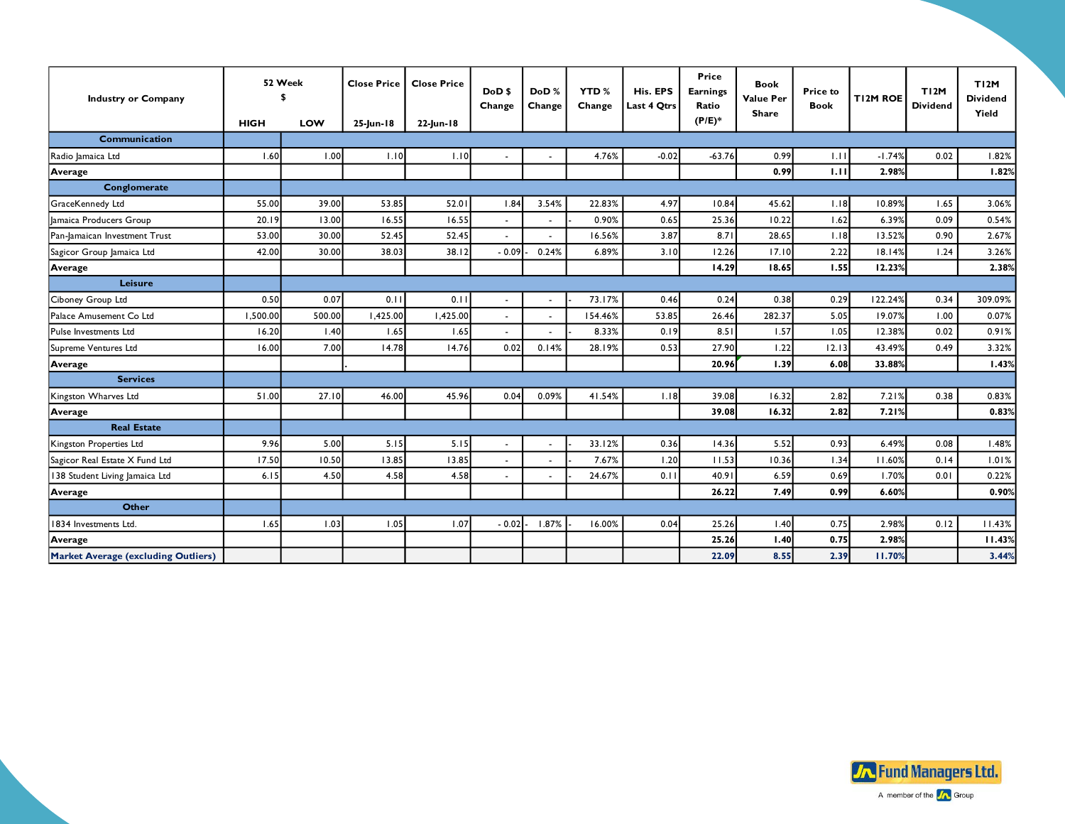| Industry or Company | 52 Week $ HIGH | LOW | Close Price 25-Jun-18 | Close Price 22-Jun-18 | DoD $ Change | DoD % Change | YTD % Change | His. EPS Last 4 Qtrs | Price Earnings Ratio (P/E)* | Book Value Per Share | Price to Book | T12M ROE | T12M Dividend | T12M Dividend Yield |
|---|---|---|---|---|---|---|---|---|---|---|---|---|---|---|
| **Communication** | | | | | | | | | | | | | | |
| Radio Jamaica Ltd | 1.60 | 1.00 | 1.10 | 1.10 | - | - | 4.76% | -0.02 | -63.76 | 0.99 | 1.11 | -1.74% | 0.02 | 1.82% |
| **Average** | | | | | | | | | | **0.99** | **1.11** | **2.98%** | | **1.82%** |
| **Conglomerate** | | | | | | | | | | | | | | |
| GraceKennedy Ltd | 55.00 | 39.00 | 53.85 | 52.01 | 1.84 | 3.54% | 22.83% | 4.97 | 10.84 | 45.62 | 1.18 | 10.89% | 1.65 | 3.06% |
| Jamaica Producers Group | 20.19 | 13.00 | 16.55 | 16.55 | - | - | - 0.90% | 0.65 | 25.36 | 10.22 | 1.62 | 6.39% | 0.09 | 0.54% |
| Pan-Jamaican Investment Trust | 53.00 | 30.00 | 52.45 | 52.45 | - | - | 16.56% | 3.87 | 8.71 | 28.65 | 1.18 | 13.52% | 0.90 | 2.67% |
| Sagicor Group Jamaica Ltd | 42.00 | 30.00 | 38.03 | 38.12 | - 0.09 | - 0.24% | 6.89% | 3.10 | 12.26 | 17.10 | 2.22 | 18.14% | 1.24 | 3.26% |
| **Average** | | | | | | | | | **14.29** | **18.65** | **1.55** | **12.23%** | | **2.38%** |
| **Leisure** | | | | | | | | | | | | | | |
| Ciboney Group Ltd | 0.50 | 0.07 | 0.11 | 0.11 | - | - | - 73.17% | 0.46 | 0.24 | 0.38 | 0.29 | 122.24% | 0.34 | 309.09% |
| Palace Amusement Co Ltd | 1,500.00 | 500.00 | 1,425.00 | 1,425.00 | - | - | 154.46% | 53.85 | 26.46 | 282.37 | 5.05 | 19.07% | 1.00 | 0.07% |
| Pulse Investments Ltd | 16.20 | 1.40 | 1.65 | 1.65 | - | - | - 8.33% | 0.19 | 8.51 | 1.57 | 1.05 | 12.38% | 0.02 | 0.91% |
| Supreme Ventures Ltd | 16.00 | 7.00 | 14.78 | 14.76 | 0.02 | 0.14% | 28.19% | 0.53 | 27.90 | 1.22 | 12.13 | 43.49% | 0.49 | 3.32% |
| **Average** | | | . | | | | | | **20.96** | **1.39** | **6.08** | **33.88%** | | **1.43%** |
| **Services** | | | | | | | | | | | | | | |
| Kingston Wharves Ltd | 51.00 | 27.10 | 46.00 | 45.96 | 0.04 | 0.09% | 41.54% | 1.18 | 39.08 | 16.32 | 2.82 | 7.21% | 0.38 | 0.83% |
| **Average** | | | | | | | | | **39.08** | **16.32** | **2.82** | **7.21%** | | **0.83%** |
| **Real Estate** | | | | | | | | | | | | | | |
| Kingston Properties Ltd | 9.96 | 5.00 | 5.15 | 5.15 | - | - | - 33.12% | 0.36 | 14.36 | 5.52 | 0.93 | 6.49% | 0.08 | 1.48% |
| Sagicor Real Estate X Fund Ltd | 17.50 | 10.50 | 13.85 | 13.85 | - | - | - 7.67% | 1.20 | 11.53 | 10.36 | 1.34 | 11.60% | 0.14 | 1.01% |
| 138 Student Living Jamaica Ltd | 6.15 | 4.50 | 4.58 | 4.58 | - | - | - 24.67% | 0.11 | 40.91 | 6.59 | 0.69 | 1.70% | 0.01 | 0.22% |
| **Average** | | | | | | | | | **26.22** | **7.49** | **0.99** | **6.60%** | | **0.90%** |
| **Other** | | | | | | | | | | | | | | |
| 1834 Investments Ltd. | 1.65 | 1.03 | 1.05 | 1.07 | - 0.02 | - 1.87% | - 16.00% | 0.04 | 25.26 | 1.40 | 0.75 | 2.98% | 0.12 | 11.43% |
| **Average** | | | | | | | | | **25.26** | **1.40** | **0.75** | **2.98%** | | **11.43%** |
| **Market Average (excluding Outliers)** | | | | | | | | | **22.09** | **8.55** | **2.39** | **11.70%** | | **3.44%** |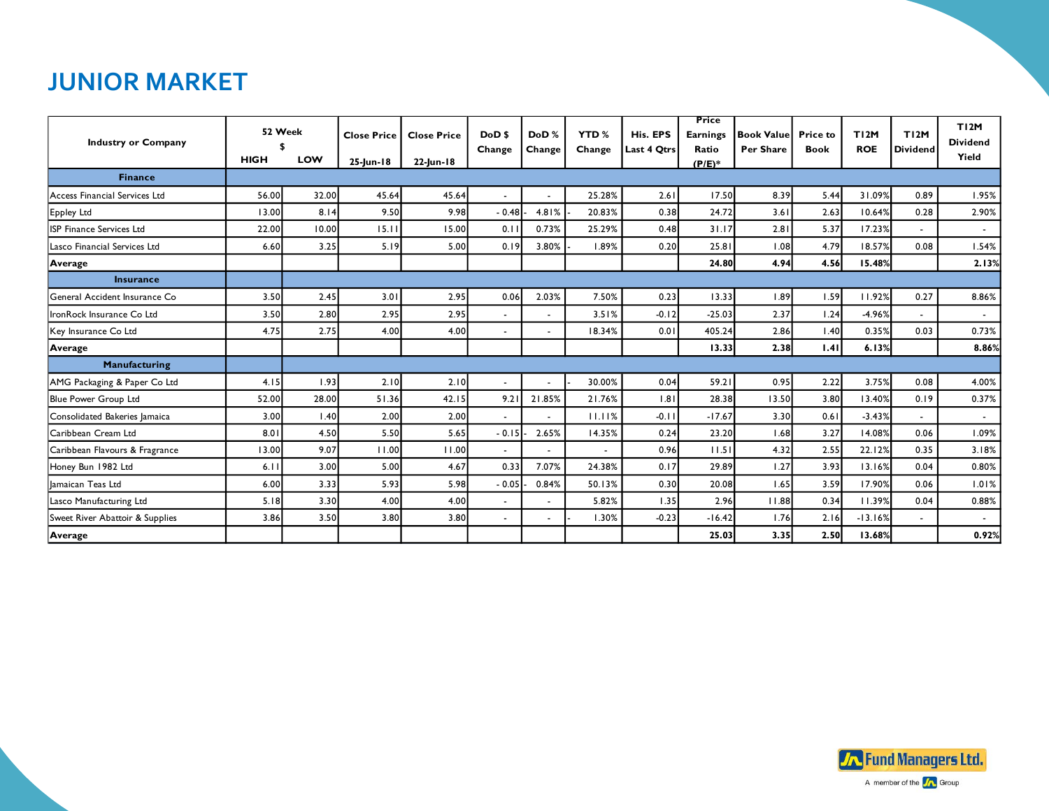# JUNIOR MARKET

| Industry or Company | 52 Week $ HIGH | LOW | Close Price 25-Jun-18 | Close Price 22-Jun-18 | DoD $ Change | DoD % Change | YTD % Change | His. EPS Last 4 Qtrs | Price Earnings Ratio (P/E)* | Book Value Per Share | Price to Book | T12M ROE | T12M Dividend | T12M Dividend Yield |
|---|---|---|---|---|---|---|---|---|---|---|---|---|---|---|
| **Finance** | | | | | | | | | | | | | | |
| Access Financial Services Ltd | 56.00 | 32.00 | 45.64 | 45.64 | - | - | 25.28% | 2.61 | 17.50 | 8.39 | 5.44 | 31.09% | 0.89 | 1.95% |
| Eppley Ltd | 13.00 | 8.14 | 9.50 | 9.98 | - 0.48 | - 4.81% | - 20.83% | 0.38 | 24.72 | 3.61 | 2.63 | 10.64% | 0.28 | 2.90% |
| ISP Finance Services Ltd | 22.00 | 10.00 | 15.11 | 15.00 | 0.11 | 0.73% | 25.29% | 0.48 | 31.17 | 2.81 | 5.37 | 17.23% | - | - |
| Lasco Financial Services Ltd | 6.60 | 3.25 | 5.19 | 5.00 | 0.19 | 3.80% | - 1.89% | 0.20 | 25.81 | 1.08 | 4.79 | 18.57% | 0.08 | 1.54% |
| **Average** | | | | | | | | | **24.80** | **4.94** | **4.56** | **15.48%** | | **2.13%** |
| **Insurance** | | | | | | | | | | | | | | |
| General Accident Insurance Co | 3.50 | 2.45 | 3.01 | 2.95 | 0.06 | 2.03% | 7.50% | 0.23 | 13.33 | 1.89 | 1.59 | 11.92% | 0.27 | 8.86% |
| IronRock Insurance Co Ltd | 3.50 | 2.80 | 2.95 | 2.95 | - | - | 3.51% | -0.12 | -25.03 | 2.37 | 1.24 | -4.96% | - | - |
| Key Insurance Co Ltd | 4.75 | 2.75 | 4.00 | 4.00 | - | - | 18.34% | 0.01 | 405.24 | 2.86 | 1.40 | 0.35% | 0.03 | 0.73% |
| **Average** | | | | | | | | | **13.33** | **2.38** | **1.41** | **6.13%** | | **8.86%** |
| **Manufacturing** | | | | | | | | | | | | | | |
| AMG Packaging & Paper Co Ltd | 4.15 | 1.93 | 2.10 | 2.10 | - | - | - 30.00% | 0.04 | 59.21 | 0.95 | 2.22 | 3.75% | 0.08 | 4.00% |
| Blue Power Group Ltd | 52.00 | 28.00 | 51.36 | 42.15 | 9.21 | 21.85% | 21.76% | 1.81 | 28.38 | 13.50 | 3.80 | 13.40% | 0.19 | 0.37% |
| Consolidated Bakeries Jamaica | 3.00 | 1.40 | 2.00 | 2.00 | - | - | 11.11% | -0.11 | -17.67 | 3.30 | 0.61 | -3.43% | - | - |
| Caribbean Cream Ltd | 8.01 | 4.50 | 5.50 | 5.65 | - 0.15 | - 2.65% | 14.35% | 0.24 | 23.20 | 1.68 | 3.27 | 14.08% | 0.06 | 1.09% |
| Caribbean Flavours & Fragrance | 13.00 | 9.07 | 11.00 | 11.00 | - | - | - | 0.96 | 11.51 | 4.32 | 2.55 | 22.12% | 0.35 | 3.18% |
| Honey Bun 1982 Ltd | 6.11 | 3.00 | 5.00 | 4.67 | 0.33 | 7.07% | 24.38% | 0.17 | 29.89 | 1.27 | 3.93 | 13.16% | 0.04 | 0.80% |
| Jamaican Teas Ltd | 6.00 | 3.33 | 5.93 | 5.98 | - 0.05 | - 0.84% | 50.13% | 0.30 | 20.08 | 1.65 | 3.59 | 17.90% | 0.06 | 1.01% |
| Lasco Manufacturing Ltd | 5.18 | 3.30 | 4.00 | 4.00 | - | - | 5.82% | 1.35 | 2.96 | 11.88 | 0.34 | 11.39% | 0.04 | 0.88% |
| Sweet River Abattoir & Supplies | 3.86 | 3.50 | 3.80 | 3.80 | - | - | - 1.30% | -0.23 | -16.42 | 1.76 | 2.16 | -13.16% | - | - |
| **Average** | | | | | | | | | **25.03** | **3.35** | **2.50** | **13.68%** | | **0.92%** |

Fund Managers Ltd.
A member of the JN Group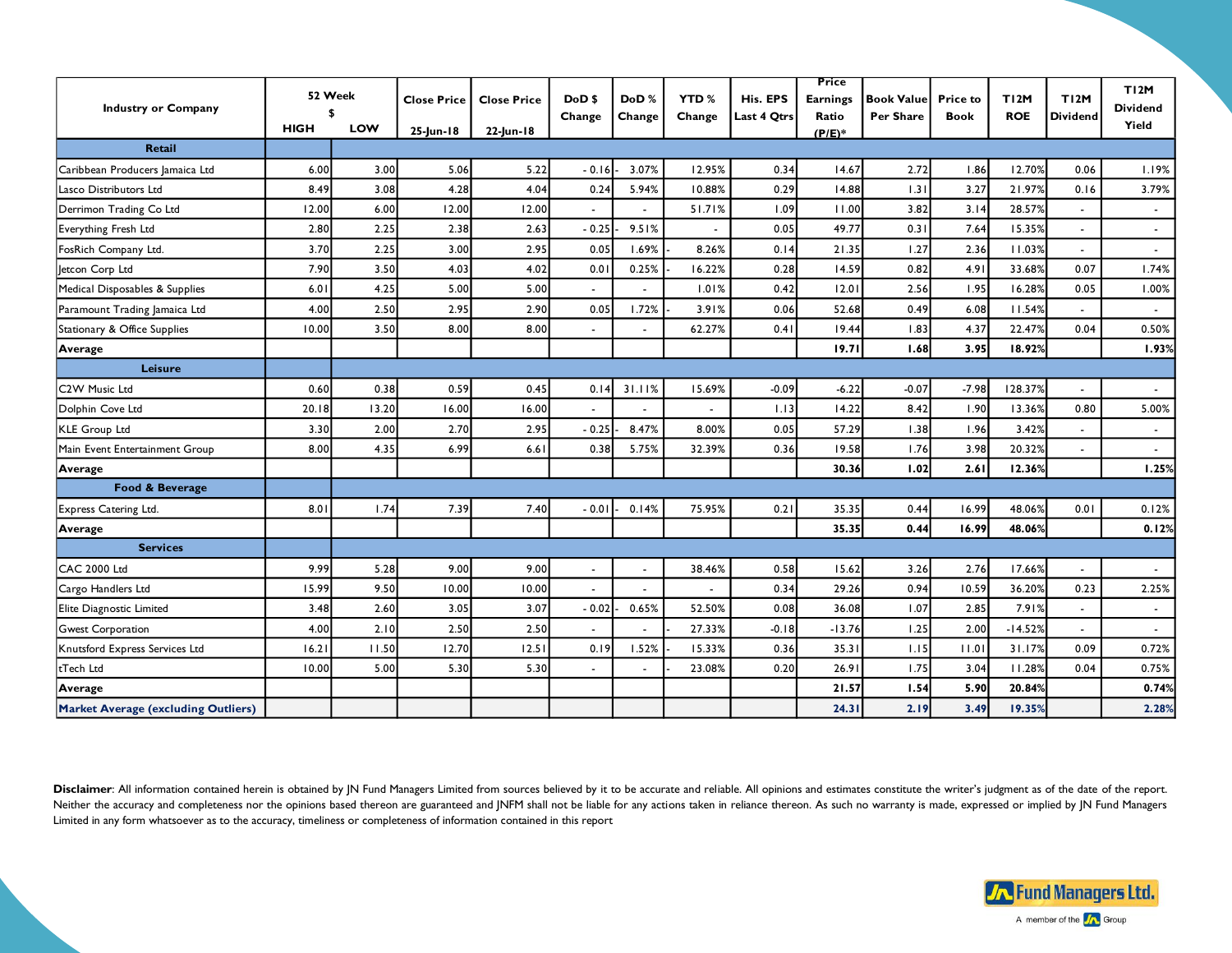| Industry or Company | 52 Week $ HIGH | LOW | Close Price 25-Jun-18 | Close Price 22-Jun-18 | DoD $ Change | DoD % Change | YTD % Change | His. EPS Last 4 Qtrs | Price Earnings Ratio (P/E)* | Book Value Per Share | Price to Book | T12M ROE | T12M Dividend | T12M Dividend Yield |
|---|---|---|---|---|---|---|---|---|---|---|---|---|---|---|
| **Retail** | | | | | | | | | | | | | | |
| Caribbean Producers Jamaica Ltd | 6.00 | 3.00 | 5.06 | 5.22 | - 0.16 | - 3.07% | 12.95% | 0.34 | 14.67 | 2.72 | 1.86 | 12.70% | 0.06 | 1.19% |
| Lasco Distributors Ltd | 8.49 | 3.08 | 4.28 | 4.04 | 0.24 | 5.94% | 10.88% | 0.29 | 14.88 | 1.31 | 3.27 | 21.97% | 0.16 | 3.79% |
| Derrimon Trading Co Ltd | 12.00 | 6.00 | 12.00 | 12.00 | - | - | 51.71% | 1.09 | 11.00 | 3.82 | 3.14 | 28.57% | - | - |
| Everything Fresh Ltd | 2.80 | 2.25 | 2.38 | 2.63 | - 0.25 | - 9.51% | - | 0.05 | 49.77 | 0.31 | 7.64 | 15.35% | - | - |
| FosRich Company Ltd. | 3.70 | 2.25 | 3.00 | 2.95 | 0.05 | 1.69% | - 8.26% | 0.14 | 21.35 | 1.27 | 2.36 | 11.03% | - | - |
| Jetcon Corp Ltd | 7.90 | 3.50 | 4.03 | 4.02 | 0.01 | 0.25% | - 16.22% | 0.28 | 14.59 | 0.82 | 4.91 | 33.68% | 0.07 | 1.74% |
| Medical Disposables & Supplies | 6.01 | 4.25 | 5.00 | 5.00 | - | - | 1.01% | 0.42 | 12.01 | 2.56 | 1.95 | 16.28% | 0.05 | 1.00% |
| Paramount Trading Jamaica Ltd | 4.00 | 2.50 | 2.95 | 2.90 | 0.05 | 1.72% | - 3.91% | 0.06 | 52.68 | 0.49 | 6.08 | 11.54% | - | - |
| Stationary & Office Supplies | 10.00 | 3.50 | 8.00 | 8.00 | - | - | 62.27% | 0.41 | 19.44 | 1.83 | 4.37 | 22.47% | 0.04 | 0.50% |
| **Average** | | | | | | | | | **19.71** | **1.68** | **3.95** | **18.92%** | | **1.93%** |
| **Leisure** | | | | | | | | | | | | | | |
| C2W Music Ltd | 0.60 | 0.38 | 0.59 | 0.45 | 0.14 | 31.11% | 15.69% | -0.09 | -6.22 | -0.07 | -7.98 | 128.37% | - | - |
| Dolphin Cove Ltd | 20.18 | 13.20 | 16.00 | 16.00 | - | - | - | 1.13 | 14.22 | 8.42 | 1.90 | 13.36% | 0.80 | 5.00% |
| KLE Group Ltd | 3.30 | 2.00 | 2.70 | 2.95 | - 0.25 | - 8.47% | 8.00% | 0.05 | 57.29 | 1.38 | 1.96 | 3.42% | - | - |
| Main Event Entertainment Group | 8.00 | 4.35 | 6.99 | 6.61 | 0.38 | 5.75% | 32.39% | 0.36 | 19.58 | 1.76 | 3.98 | 20.32% | - | - |
| **Average** | | | | | | | | | **30.36** | **1.02** | **2.61** | **12.36%** | | **1.25%** |
| **Food & Beverage** | | | | | | | | | | | | | | |
| Express Catering Ltd. | 8.01 | 1.74 | 7.39 | 7.40 | - 0.01 | - 0.14% | 75.95% | 0.21 | 35.35 | 0.44 | 16.99 | 48.06% | 0.01 | 0.12% |
| **Average** | | | | | | | | | **35.35** | **0.44** | **16.99** | **48.06%** | | **0.12%** |
| **Services** | | | | | | | | | | | | | | |
| CAC 2000 Ltd | 9.99 | 5.28 | 9.00 | 9.00 | - | - | 38.46% | 0.58 | 15.62 | 3.26 | 2.76 | 17.66% | - | - |
| Cargo Handlers Ltd | 15.99 | 9.50 | 10.00 | 10.00 | - | - | - | 0.34 | 29.26 | 0.94 | 10.59 | 36.20% | 0.23 | 2.25% |
| Elite Diagnostic Limited | 3.48 | 2.60 | 3.05 | 3.07 | - 0.02 | - 0.65% | 52.50% | 0.08 | 36.08 | 1.07 | 2.85 | 7.91% | - | - |
| Gwest Corporation | 4.00 | 2.10 | 2.50 | 2.50 | - | - | - 27.33% | -0.18 | -13.76 | 1.25 | 2.00 | -14.52% | - | - |
| Knutsford Express Services Ltd | 16.21 | 11.50 | 12.70 | 12.51 | 0.19 | 1.52% | - 15.33% | 0.36 | 35.31 | 1.15 | 11.01 | 31.17% | 0.09 | 0.72% |
| tTech Ltd | 10.00 | 5.00 | 5.30 | 5.30 | - | - | - 23.08% | 0.20 | 26.91 | 1.75 | 3.04 | 11.28% | 0.04 | 0.75% |
| **Average** | | | | | | | | | **21.57** | **1.54** | **5.90** | **20.84%** | | **0.74%** |
| **Market Average (excluding Outliers)** | | | | | | | | | **24.31** | **2.19** | **3.49** | **19.35%** | | **2.28%** |

**Disclaimer**: All information contained herein is obtained by JN Fund Managers Limited from sources believed by it to be accurate and reliable. All opinions and estimates constitute the writer's judgment as of the date of the report. Neither the accuracy and completeness nor the opinions based thereon are guaranteed and JNFM shall not be liable for any actions taken in reliance thereon. As such no warranty is made, expressed or implied by JN Fund Managers Limited in any form whatsoever as to the accuracy, timeliness or completeness of information contained in this report

JN Fund Managers Ltd.
A member of the JN Group